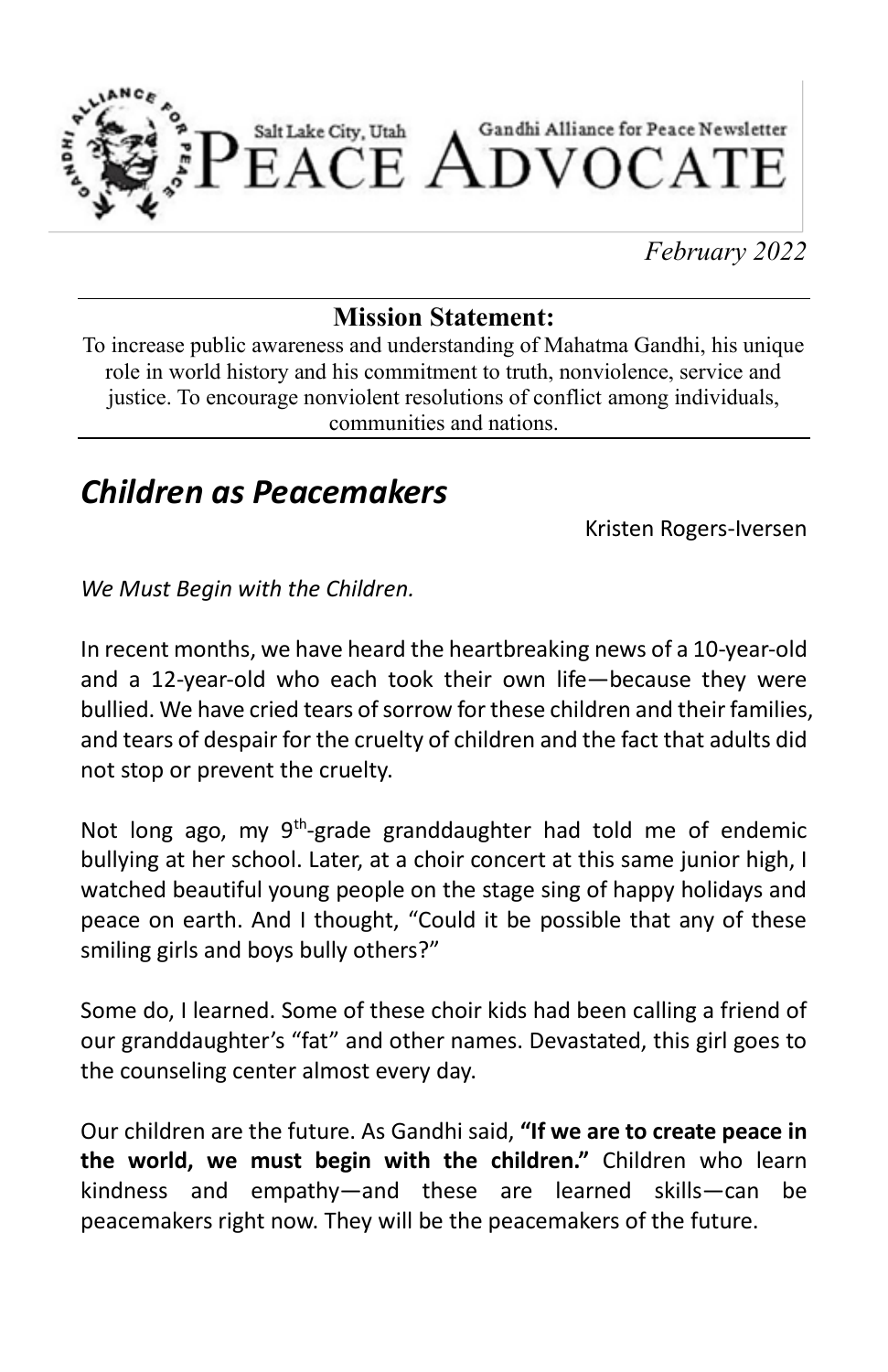Salt Lake City, Utah

# PEACE ADVOCATE

Gandhi Alliance for Peace Newsletter

*February 2022*

---

**Mission Statement:**

To increase public awareness and understanding of Mahatma Gandhi, his unique role in world history and his commitment to truth, nonviolence, service and justice. To encourage nonviolent resolutions of conflict among individuals, communities and nations.

---

## *Children as Peacemakers*

Kristen Rogers-Iversen

*We Must Begin with the Children.*

In recent months, we have heard the heartbreaking news of a 10-year-old and a 12-year-old who each took their own life—because they were bullied. We have cried tears of sorrow for these children and their families, and tears of despair for the cruelty of children and the fact that adults did not stop or prevent the cruelty.

Not long ago, my 9th-grade granddaughter had told me of endemic bullying at her school. Later, at a choir concert at this same junior high, I watched beautiful young people on the stage sing of happy holidays and peace on earth. And I thought, "Could it be possible that any of these smiling girls and boys bully others?"

Some do, I learned. Some of these choir kids had been calling a friend of our granddaughter's "fat" and other names. Devastated, this girl goes to the counseling center almost every day.

Our children are the future. As Gandhi said, **"If we are to create peace in the world, we must begin with the children."** Children who learn kindness and empathy—and these are learned skills—can be peacemakers right now. They will be the peacemakers of the future.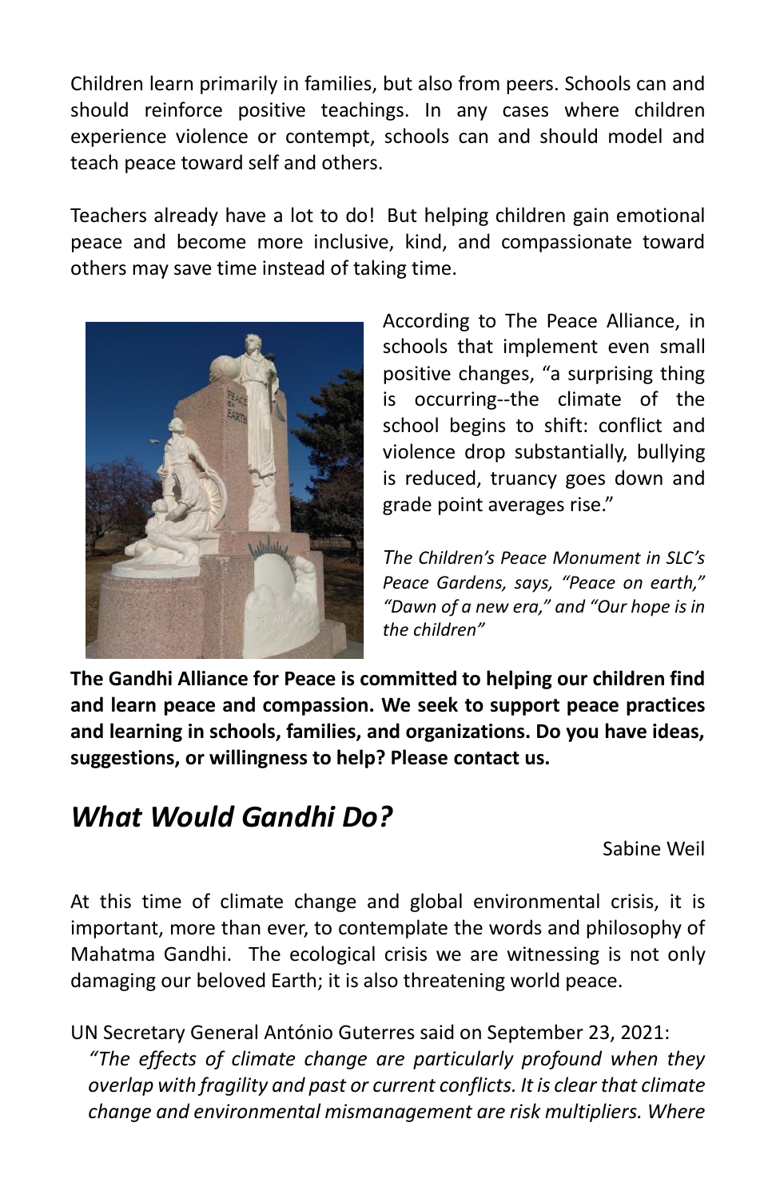Children learn primarily in families, but also from peers. Schools can and should reinforce positive teachings. In any cases where children experience violence or contempt, schools can and should model and teach peace toward self and others.

Teachers already have a lot to do! But helping children gain emotional peace and become more inclusive, kind, and compassionate toward others may save time instead of taking time.

According to The Peace Alliance, in schools that implement even small positive changes, "a surprising thing is occurring--the climate of the school begins to shift: conflict and violence drop substantially, bullying is reduced, truancy goes down and grade point averages rise."

*The Children's Peace Monument in SLC's Peace Gardens, says, "Peace on earth," "Dawn of a new era," and "Our hope is in the children"*

**The Gandhi Alliance for Peace is committed to helping our children find and learn peace and compassion. We seek to support peace practices and learning in schools, families, and organizations. Do you have ideas, suggestions, or willingness to help? Please contact us.**

## *What Would Gandhi Do?*

Sabine Weil

At this time of climate change and global environmental crisis, it is important, more than ever, to contemplate the words and philosophy of Mahatma Gandhi. The ecological crisis we are witnessing is not only damaging our beloved Earth; it is also threatening world peace.

UN Secretary General António Guterres said on September 23, 2021:

> *"The effects of climate change are particularly profound when they overlap with fragility and past or current conflicts. It is clear that climate change and environmental mismanagement are risk multipliers. Where*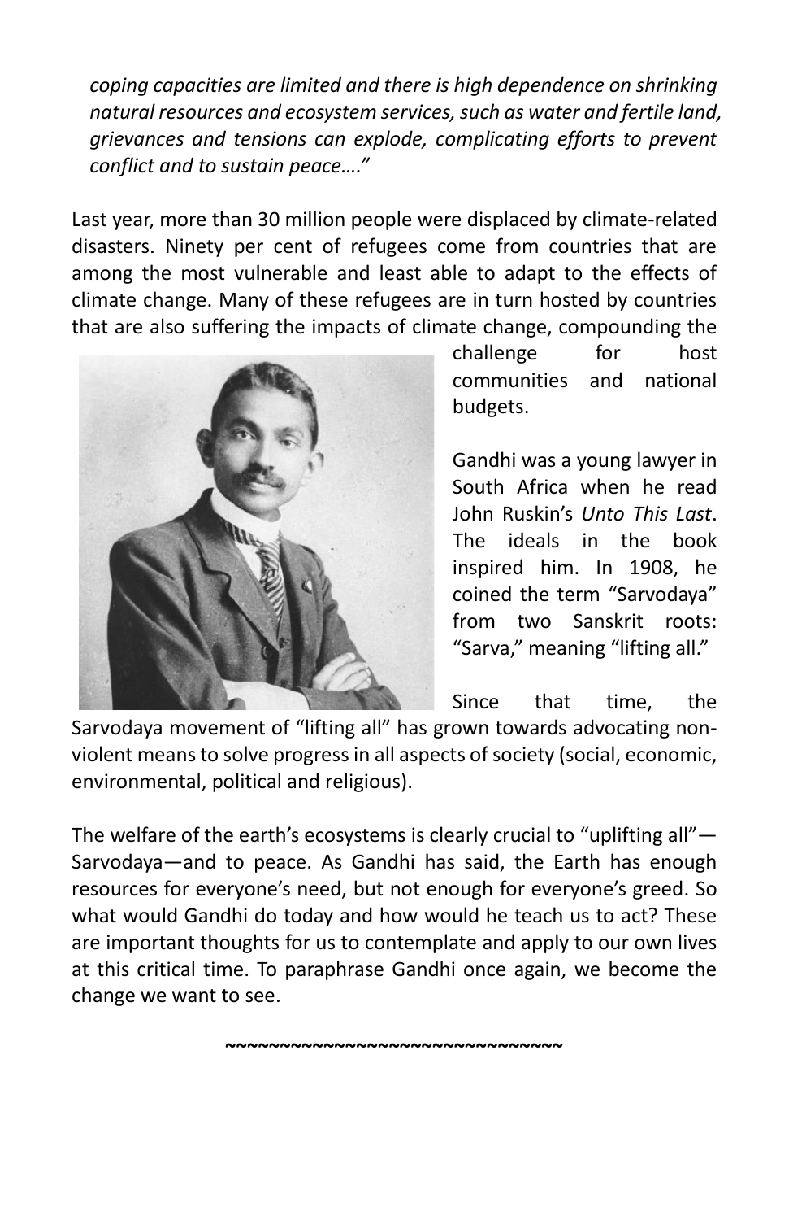*coping capacities are limited and there is high dependence on shrinking natural resources and ecosystem services, such as water and fertile land, grievances and tensions can explode, complicating efforts to prevent conflict and to sustain peace…."*

Last year, more than 30 million people were displaced by climate-related disasters. Ninety per cent of refugees come from countries that are among the most vulnerable and least able to adapt to the effects of climate change. Many of these refugees are in turn hosted by countries that are also suffering the impacts of climate change, compounding the challenge for host communities and national budgets.

Gandhi was a young lawyer in South Africa when he read John Ruskin's *Unto This Last*. The ideals in the book inspired him. In 1908, he coined the term "Sarvodaya" from two Sanskrit roots: "Sarva," meaning "lifting all."

Since that time, the Sarvodaya movement of "lifting all" has grown towards advocating non-violent means to solve progress in all aspects of society (social, economic, environmental, political and religious).

The welfare of the earth's ecosystems is clearly crucial to "uplifting all"—Sarvodaya—and to peace. As Gandhi has said, the Earth has enough resources for everyone's need, but not enough for everyone's greed. So what would Gandhi do today and how would he teach us to act? These are important thoughts for us to contemplate and apply to our own lives at this critical time. To paraphrase Gandhi once again, we become the change we want to see.

~~~~~~~~~~~~~~~~~~~~~~~~~~~~~~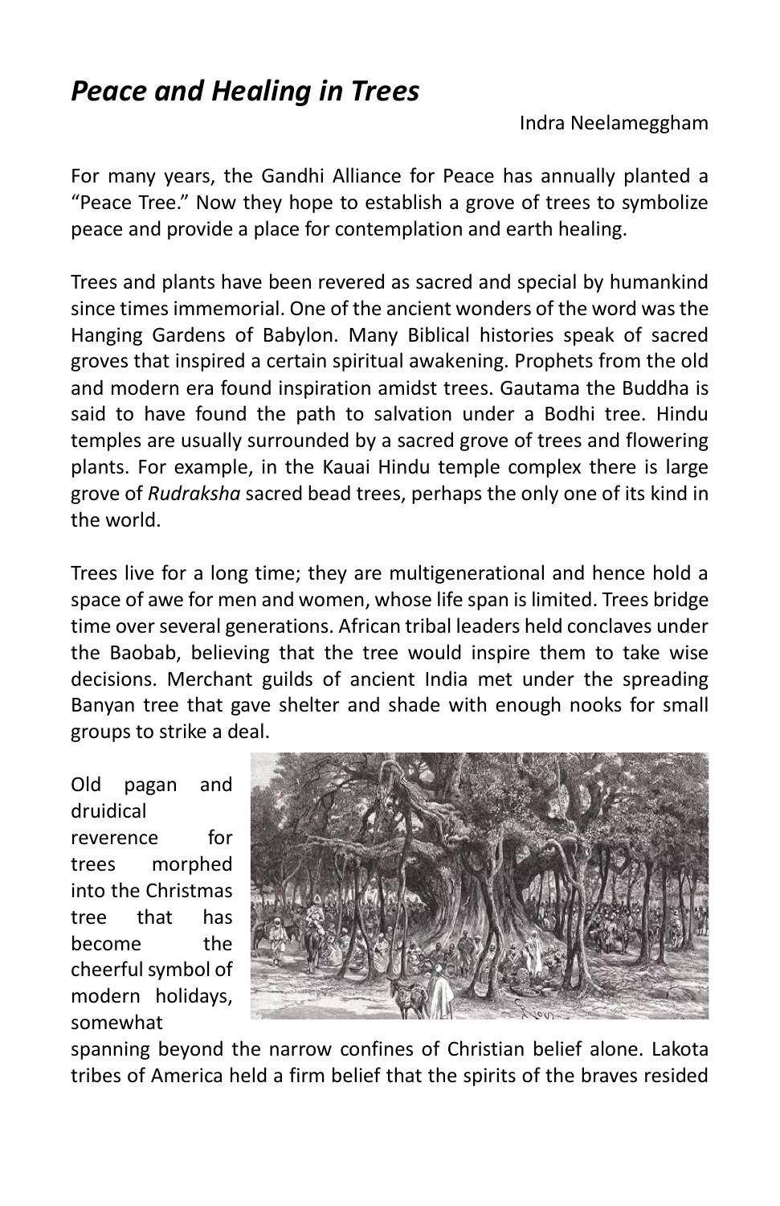## *Peace and Healing in Trees*

Indra Neelameggham

For many years, the Gandhi Alliance for Peace has annually planted a "Peace Tree." Now they hope to establish a grove of trees to symbolize peace and provide a place for contemplation and earth healing.

Trees and plants have been revered as sacred and special by humankind since times immemorial. One of the ancient wonders of the word was the Hanging Gardens of Babylon. Many Biblical histories speak of sacred groves that inspired a certain spiritual awakening. Prophets from the old and modern era found inspiration amidst trees. Gautama the Buddha is said to have found the path to salvation under a Bodhi tree. Hindu temples are usually surrounded by a sacred grove of trees and flowering plants. For example, in the Kauai Hindu temple complex there is large grove of *Rudraksha* sacred bead trees, perhaps the only one of its kind in the world.

Trees live for a long time; they are multigenerational and hence hold a space of awe for men and women, whose life span is limited. Trees bridge time over several generations. African tribal leaders held conclaves under the Baobab, believing that the tree would inspire them to take wise decisions. Merchant guilds of ancient India met under the spreading Banyan tree that gave shelter and shade with enough nooks for small groups to strike a deal.

Old pagan and druidical reverence for trees morphed into the Christmas tree that has become the cheerful symbol of modern holidays, somewhat spanning beyond the narrow confines of Christian belief alone. Lakota tribes of America held a firm belief that the spirits of the braves resided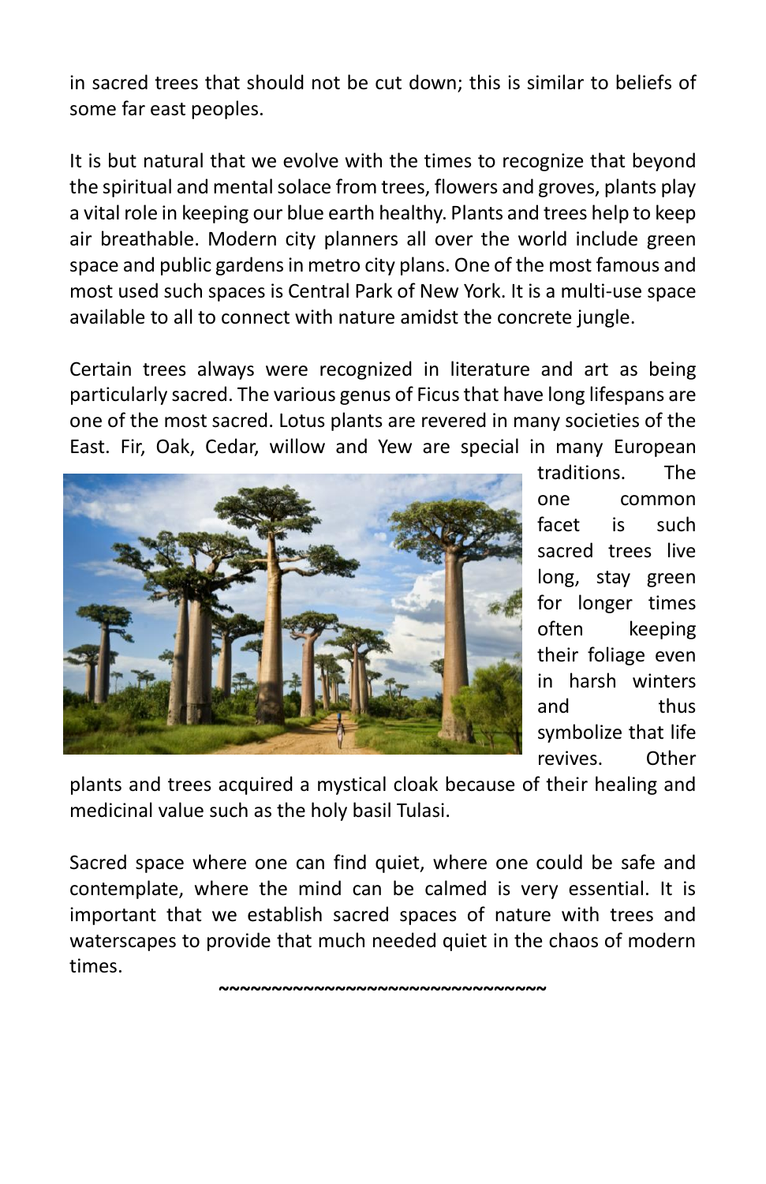in sacred trees that should not be cut down; this is similar to beliefs of some far east peoples.

It is but natural that we evolve with the times to recognize that beyond the spiritual and mental solace from trees, flowers and groves, plants play a vital role in keeping our blue earth healthy. Plants and trees help to keep air breathable. Modern city planners all over the world include green space and public gardens in metro city plans. One of the most famous and most used such spaces is Central Park of New York. It is a multi-use space available to all to connect with nature amidst the concrete jungle.

Certain trees always were recognized in literature and art as being particularly sacred. The various genus of Ficus that have long lifespans are one of the most sacred. Lotus plants are revered in many societies of the East. Fir, Oak, Cedar, willow and Yew are special in many European traditions. The one common facet is such sacred trees live long, stay green for longer times often keeping their foliage even in harsh winters and thus symbolize that life revives. Other plants and trees acquired a mystical cloak because of their healing and medicinal value such as the holy basil Tulasi.

Sacred space where one can find quiet, where one could be safe and contemplate, where the mind can be calmed is very essential. It is important that we establish sacred spaces of nature with trees and waterscapes to provide that much needed quiet in the chaos of modern times.

~~~~~~~~~~~~~~~~~~~~~~~~~~~~~~~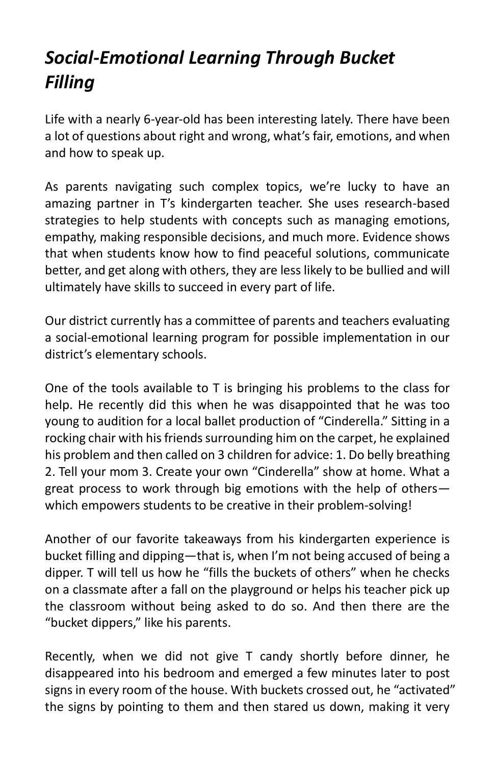## *Social-Emotional Learning Through Bucket Filling*

Life with a nearly 6-year-old has been interesting lately. There have been a lot of questions about right and wrong, what's fair, emotions, and when and how to speak up.

As parents navigating such complex topics, we're lucky to have an amazing partner in T's kindergarten teacher. She uses research-based strategies to help students with concepts such as managing emotions, empathy, making responsible decisions, and much more. Evidence shows that when students know how to find peaceful solutions, communicate better, and get along with others, they are less likely to be bullied and will ultimately have skills to succeed in every part of life.

Our district currently has a committee of parents and teachers evaluating a social-emotional learning program for possible implementation in our district's elementary schools.

One of the tools available to T is bringing his problems to the class for help. He recently did this when he was disappointed that he was too young to audition for a local ballet production of "Cinderella." Sitting in a rocking chair with his friends surrounding him on the carpet, he explained his problem and then called on 3 children for advice: 1. Do belly breathing 2. Tell your mom 3. Create your own "Cinderella" show at home. What a great process to work through big emotions with the help of others—which empowers students to be creative in their problem-solving!

Another of our favorite takeaways from his kindergarten experience is bucket filling and dipping—that is, when I'm not being accused of being a dipper. T will tell us how he "fills the buckets of others" when he checks on a classmate after a fall on the playground or helps his teacher pick up the classroom without being asked to do so. And then there are the "bucket dippers," like his parents.

Recently, when we did not give T candy shortly before dinner, he disappeared into his bedroom and emerged a few minutes later to post signs in every room of the house. With buckets crossed out, he "activated" the signs by pointing to them and then stared us down, making it very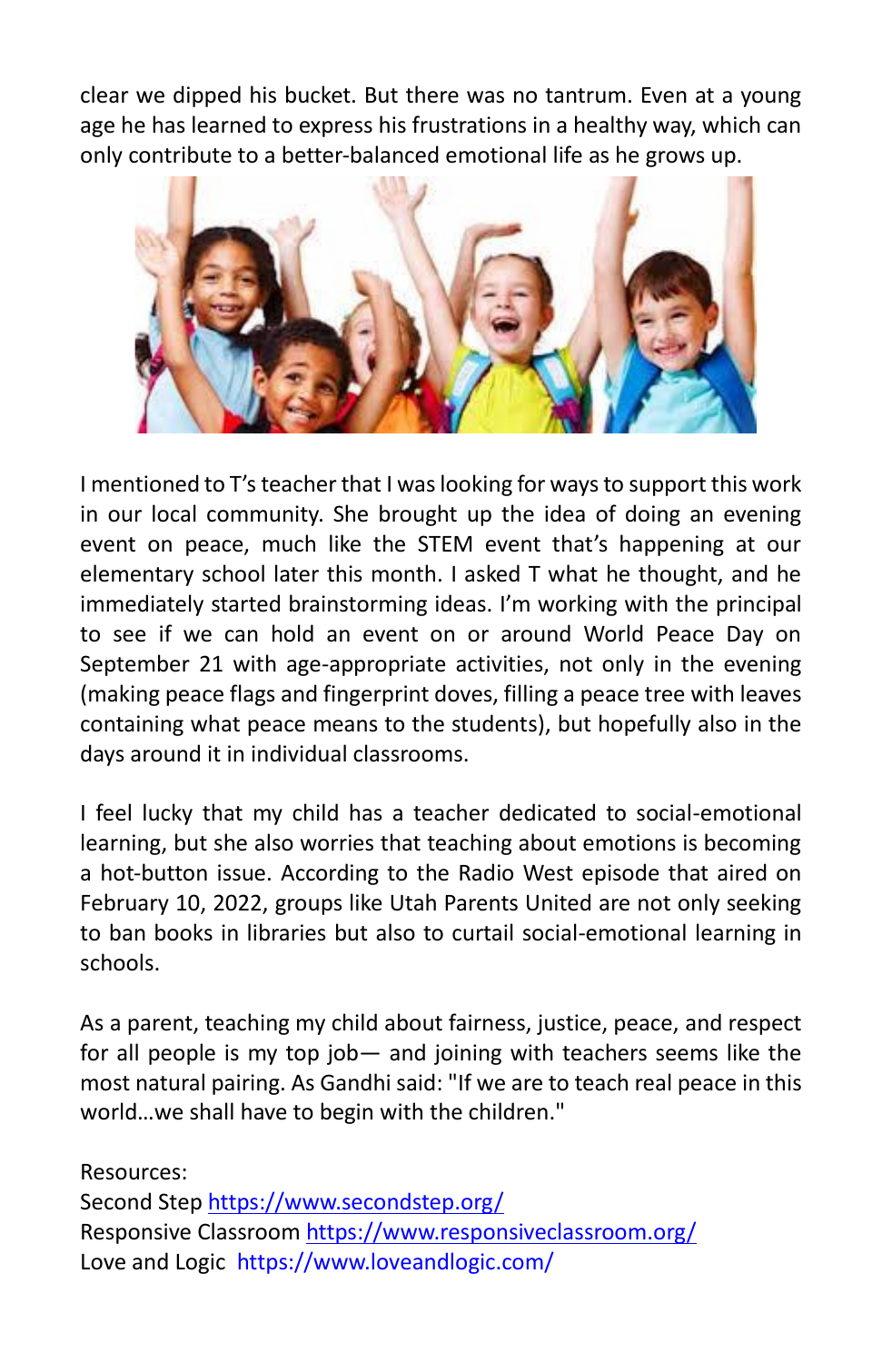clear we dipped his bucket. But there was no tantrum. Even at a young age he has learned to express his frustrations in a healthy way, which can only contribute to a better-balanced emotional life as he grows up.

I mentioned to T's teacher that I was looking for ways to support this work in our local community. She brought up the idea of doing an evening event on peace, much like the STEM event that's happening at our elementary school later this month. I asked T what he thought, and he immediately started brainstorming ideas. I'm working with the principal to see if we can hold an event on or around World Peace Day on September 21 with age-appropriate activities, not only in the evening (making peace flags and fingerprint doves, filling a peace tree with leaves containing what peace means to the students), but hopefully also in the days around it in individual classrooms.

I feel lucky that my child has a teacher dedicated to social-emotional learning, but she also worries that teaching about emotions is becoming a hot-button issue. According to the Radio West episode that aired on February 10, 2022, groups like Utah Parents United are not only seeking to ban books in libraries but also to curtail social-emotional learning in schools.

As a parent, teaching my child about fairness, justice, peace, and respect for all people is my top job— and joining with teachers seems like the most natural pairing. As Gandhi said: "If we are to teach real peace in this world…we shall have to begin with the children."

Resources:
Second Step https://www.secondstep.org/
Responsive Classroom https://www.responsiveclassroom.org/
Love and Logic https://www.loveandlogic.com/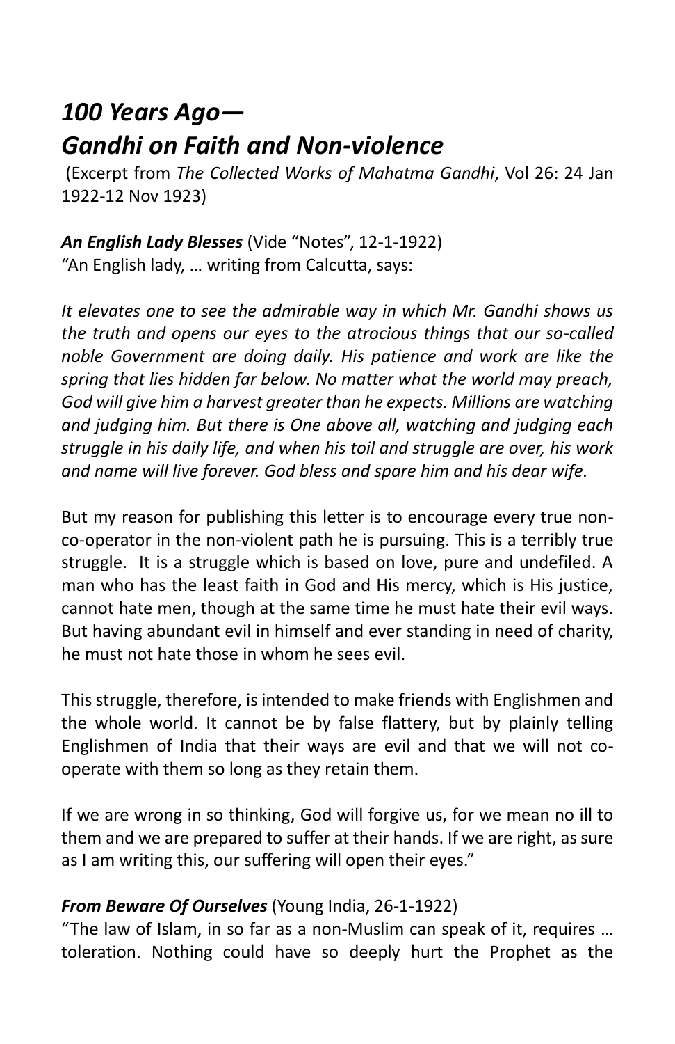# *100 Years Ago— Gandhi on Faith and Non-violence*

(Excerpt from *The Collected Works of Mahatma Gandhi*, Vol 26: 24 Jan 1922-12 Nov 1923)

***An English Lady Blesses*** (Vide "Notes", 12-1-1922)
"An English lady, … writing from Calcutta, says:

*It elevates one to see the admirable way in which Mr. Gandhi shows us the truth and opens our eyes to the atrocious things that our so-called noble Government are doing daily. His patience and work are like the spring that lies hidden far below. No matter what the world may preach, God will give him a harvest greater than he expects. Millions are watching and judging him. But there is One above all, watching and judging each struggle in his daily life, and when his toil and struggle are over, his work and name will live forever. God bless and spare him and his dear wife.*

But my reason for publishing this letter is to encourage every true non-co-operator in the non-violent path he is pursuing. This is a terribly true struggle. It is a struggle which is based on love, pure and undefiled. A man who has the least faith in God and His mercy, which is His justice, cannot hate men, though at the same time he must hate their evil ways. But having abundant evil in himself and ever standing in need of charity, he must not hate those in whom he sees evil.

This struggle, therefore, is intended to make friends with Englishmen and the whole world. It cannot be by false flattery, but by plainly telling Englishmen of India that their ways are evil and that we will not co-operate with them so long as they retain them.

If we are wrong in so thinking, God will forgive us, for we mean no ill to them and we are prepared to suffer at their hands. If we are right, as sure as I am writing this, our suffering will open their eyes."

***From Beware Of Ourselves*** (Young India, 26-1-1922)
"The law of Islam, in so far as a non-Muslim can speak of it, requires … toleration. Nothing could have so deeply hurt the Prophet as the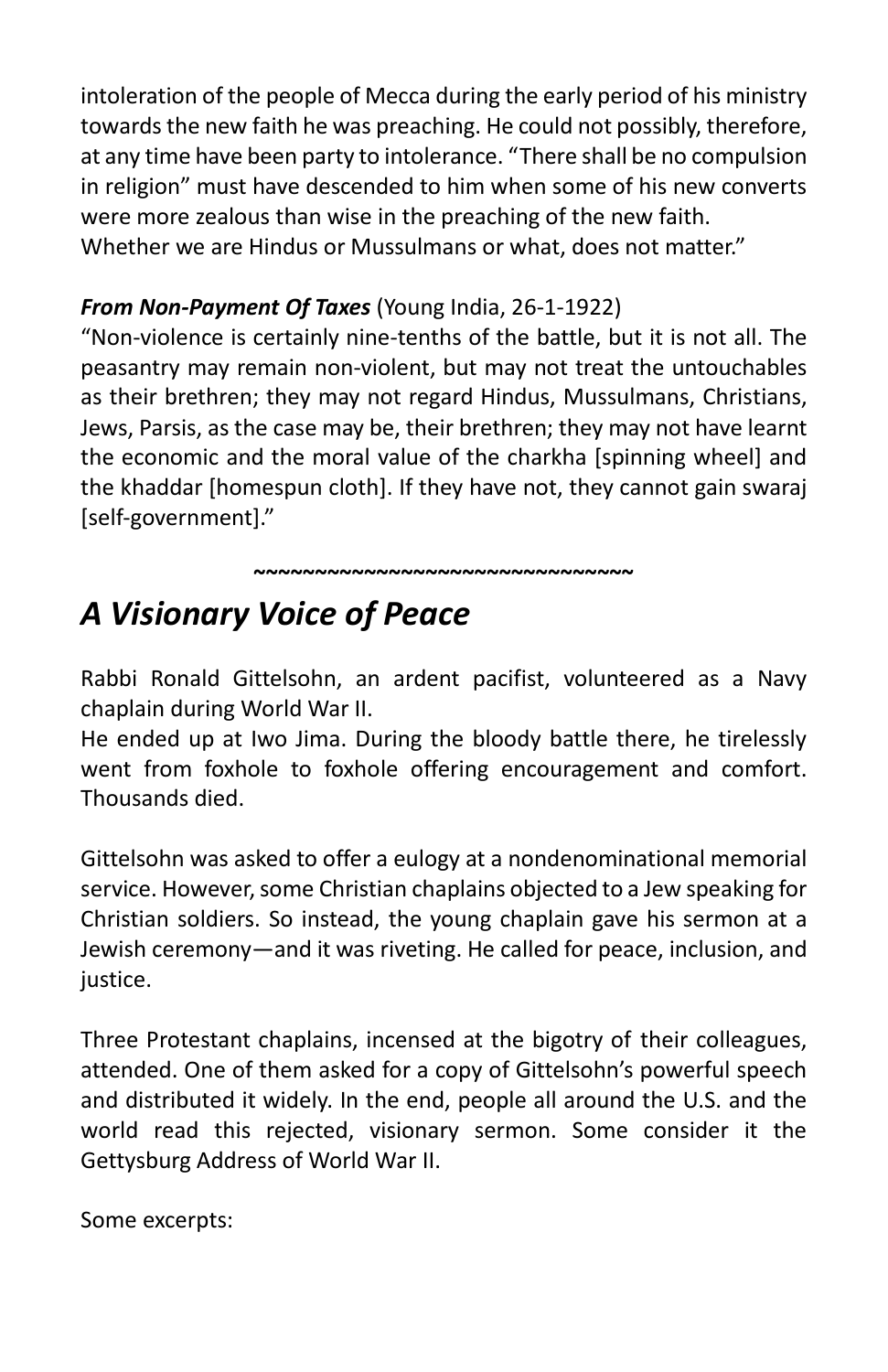intoleration of the people of Mecca during the early period of his ministry towards the new faith he was preaching. He could not possibly, therefore, at any time have been party to intolerance. "There shall be no compulsion in religion" must have descended to him when some of his new converts were more zealous than wise in the preaching of the new faith.
Whether we are Hindus or Mussulmans or what, does not matter."

***From Non-Payment Of Taxes*** (Young India, 26-1-1922)
"Non-violence is certainly nine-tenths of the battle, but it is not all. The peasantry may remain non-violent, but may not treat the untouchables as their brethren; they may not regard Hindus, Mussulmans, Christians, Jews, Parsis, as the case may be, their brethren; they may not have learnt the economic and the moral value of the charkha [spinning wheel] and the khaddar [homespun cloth]. If they have not, they cannot gain swaraj [self-government]."

~~~~~~~~~~~~~~~~~~~~~~~~~~~~~~~~

# *A Visionary Voice of Peace*

Rabbi Ronald Gittelsohn, an ardent pacifist, volunteered as a Navy chaplain during World War II.
He ended up at Iwo Jima. During the bloody battle there, he tirelessly went from foxhole to foxhole offering encouragement and comfort. Thousands died.

Gittelsohn was asked to offer a eulogy at a nondenominational memorial service. However, some Christian chaplains objected to a Jew speaking for Christian soldiers. So instead, the young chaplain gave his sermon at a Jewish ceremony—and it was riveting. He called for peace, inclusion, and justice.

Three Protestant chaplains, incensed at the bigotry of their colleagues, attended. One of them asked for a copy of Gittelsohn's powerful speech and distributed it widely. In the end, people all around the U.S. and the world read this rejected, visionary sermon. Some consider it the Gettysburg Address of World War II.

Some excerpts: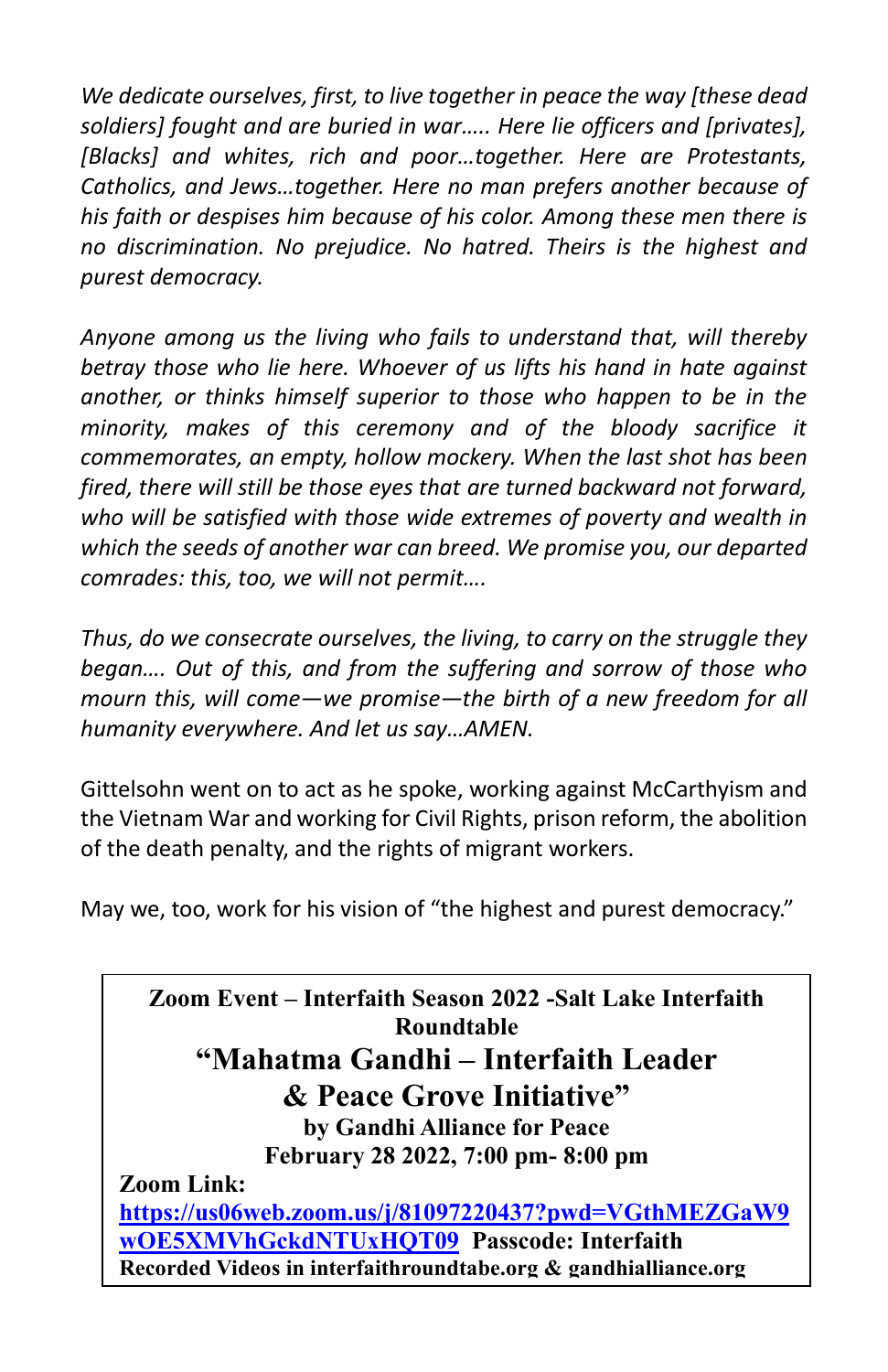*We dedicate ourselves, first, to live together in peace the way [these dead soldiers] fought and are buried in war….. Here lie officers and [privates], [Blacks] and whites, rich and poor…together. Here are Protestants, Catholics, and Jews…together. Here no man prefers another because of his faith or despises him because of his color. Among these men there is no discrimination. No prejudice. No hatred. Theirs is the highest and purest democracy.*

*Anyone among us the living who fails to understand that, will thereby betray those who lie here. Whoever of us lifts his hand in hate against another, or thinks himself superior to those who happen to be in the minority, makes of this ceremony and of the bloody sacrifice it commemorates, an empty, hollow mockery. When the last shot has been fired, there will still be those eyes that are turned backward not forward, who will be satisfied with those wide extremes of poverty and wealth in which the seeds of another war can breed. We promise you, our departed comrades: this, too, we will not permit….*

*Thus, do we consecrate ourselves, the living, to carry on the struggle they began…. Out of this, and from the suffering and sorrow of those who mourn this, will come—we promise—the birth of a new freedom for all humanity everywhere. And let us say…AMEN.*

Gittelsohn went on to act as he spoke, working against McCarthyism and the Vietnam War and working for Civil Rights, prison reform, the abolition of the death penalty, and the rights of migrant workers.

May we, too, work for his vision of "the highest and purest democracy."

**Zoom Event – Interfaith Season 2022 -Salt Lake Interfaith Roundtable**

**"Mahatma Gandhi – Interfaith Leader & Peace Grove Initiative"**

**by Gandhi Alliance for Peace**

**February 28 2022, 7:00 pm- 8:00 pm**

**Zoom Link:**
**https://us06web.zoom.us/j/81097220437?pwd=VGthMEZGaW9wOE5XMVhGckdNTUxHQT09** **Passcode: Interfaith**

**Recorded Videos in interfaithroundtabe.org & gandhialliance.org**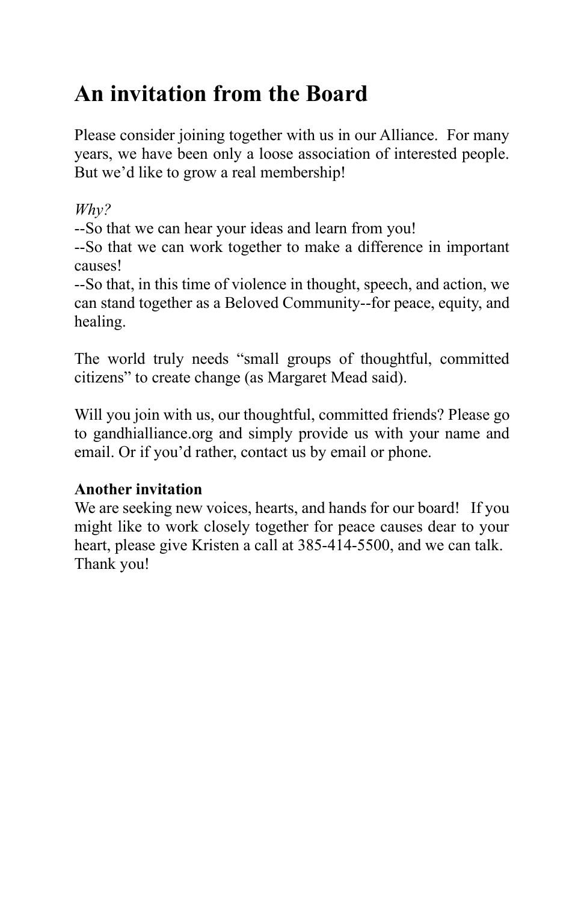# An invitation from the Board

Please consider joining together with us in our Alliance. For many years, we have been only a loose association of interested people. But we'd like to grow a real membership!

*Why?*

--So that we can hear your ideas and learn from you!

--So that we can work together to make a difference in important causes!

--So that, in this time of violence in thought, speech, and action, we can stand together as a Beloved Community--for peace, equity, and healing.

The world truly needs "small groups of thoughtful, committed citizens" to create change (as Margaret Mead said).

Will you join with us, our thoughtful, committed friends? Please go to gandhialliance.org and simply provide us with your name and email. Or if you'd rather, contact us by email or phone.

**Another invitation**

We are seeking new voices, hearts, and hands for our board! If you might like to work closely together for peace causes dear to your heart, please give Kristen a call at 385-414-5500, and we can talk. Thank you!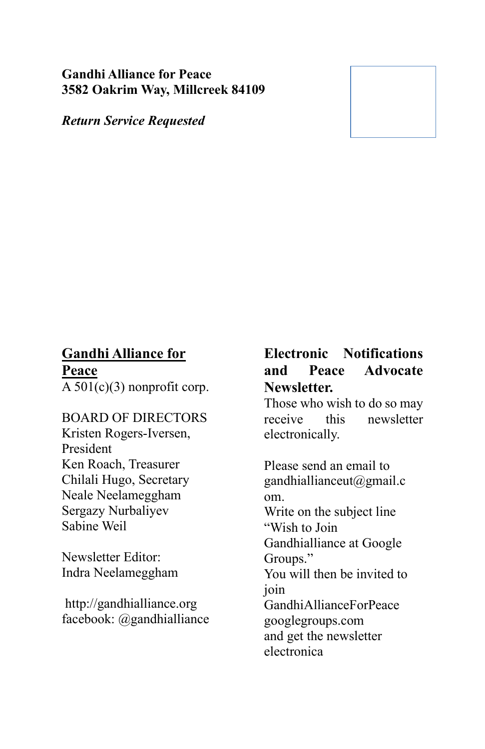**Gandhi Alliance for Peace**
**3582 Oakrim Way, Millcreek 84109**

***Return Service Requested***

**<u>Gandhi Alliance for Peace</u>**
A 501(c)(3) nonprofit corp.

BOARD OF DIRECTORS
Kristen Rogers-Iversen, President
Ken Roach, Treasurer
Chilali Hugo, Secretary
Neale Neelameggham
Sergazy Nurbaliyev
Sabine Weil

Newsletter Editor:
Indra Neelameggham

http://gandhialliance.org
facebook: @gandhialliance

**Electronic Notifications and Peace Advocate Newsletter.**
Those who wish to do so may receive this newsletter electronically.

Please send an email to gandhiallianceut@gmail.com.
Write on the subject line "Wish to Join Gandhialliance at Google Groups."
You will then be invited to join GandhiAllianceForPeace googlegroups.com and get the newsletter electronica